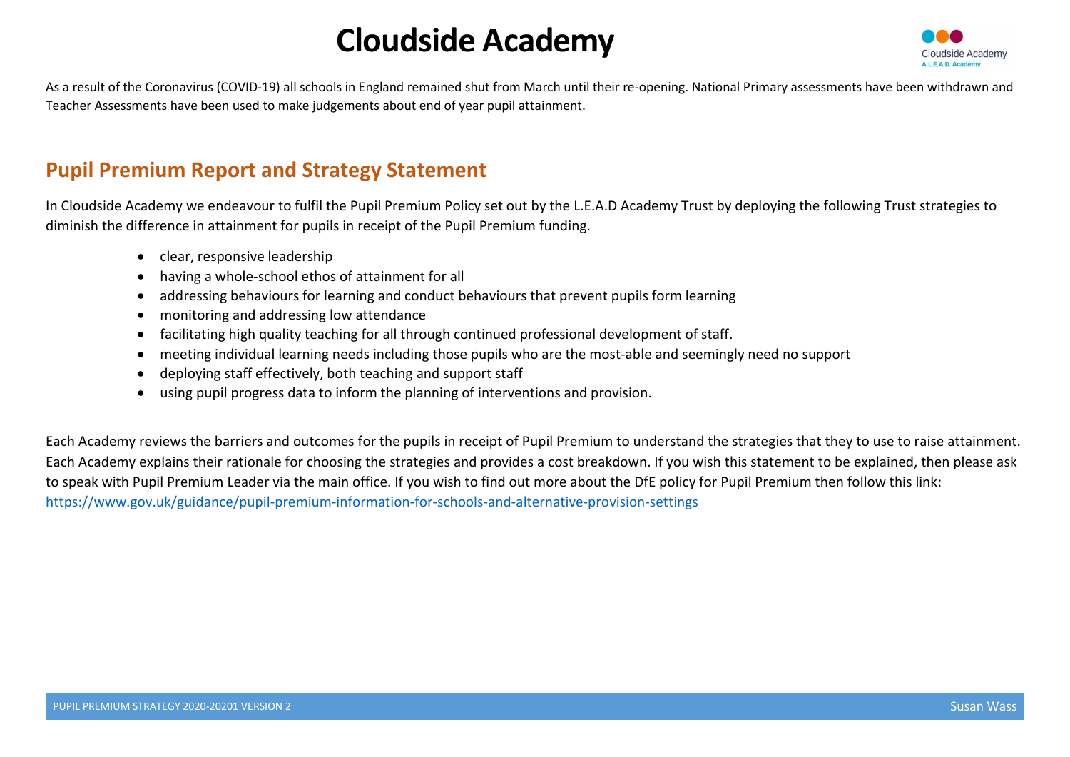# Cloudside Academy

As a result of the Coronavirus (COVID-19) all schools in England remained shut from March until their re-opening. National Primary assessments have been withdrawn and Teacher Assessments have been used to make judgements about end of year pupil attainment.

## Pupil Premium Report and Strategy Statement

In Cloudside Academy we endeavour to fulfil the Pupil Premium Policy set out by the L.E.A.D Academy Trust by deploying the following Trust strategies to diminish the difference in attainment for pupils in receipt of the Pupil Premium funding.

- clear, responsive leadership
- having a whole-school ethos of attainment for all
- addressing behaviours for learning and conduct behaviours that prevent pupils form learning
- monitoring and addressing low attendance
- facilitating high quality teaching for all through continued professional development of staff.
- meeting individual learning needs including those pupils who are the most-able and seemingly need no support
- deploying staff effectively, both teaching and support staff
- using pupil progress data to inform the planning of interventions and provision.

Each Academy reviews the barriers and outcomes for the pupils in receipt of Pupil Premium to understand the strategies that they to use to raise attainment. Each Academy explains their rationale for choosing the strategies and provides a cost breakdown. If you wish this statement to be explained, then please ask to speak with Pupil Premium Leader via the main office. If you wish to find out more about the DfE policy for Pupil Premium then follow this link: https://www.gov.uk/guidance/pupil-premium-information-for-schools-and-alternative-provision-settings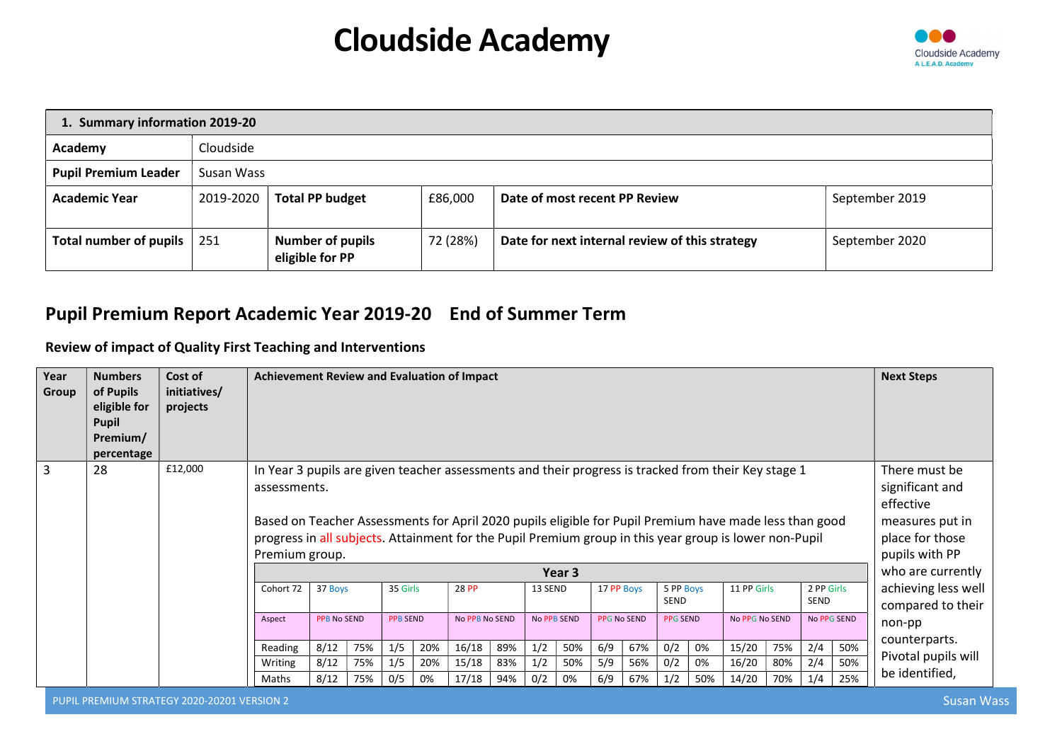# Cloudside Academy

| 1. Summary information 2019-20 | | | | | |
|---|---|---|---|---|---|
| **Academy** | Cloudside | | | | |
| **Pupil Premium Leader** | Susan Wass | | | | |
| **Academic Year** | 2019-2020 | **Total PP budget** | £86,000 | **Date of most recent PP Review** | September 2019 |
| **Total number of pupils** | 251 | **Number of pupils eligible for PP** | 72 (28%) | **Date for next internal review of this strategy** | September 2020 |

## Pupil Premium Report Academic Year 2019-20 End of Summer Term

### Review of impact of Quality First Teaching and Interventions

| Year Group | Numbers of Pupils eligible for Pupil Premium/ percentage | Cost of initiatives/ projects | Achievement Review and Evaluation of Impact | Next Steps |
|---|---|---|---|---|
| 3 | 28 | £12,000 | In Year 3 pupils are given teacher assessments and their progress is tracked from their Key stage 1 assessments.<br><br>Based on Teacher Assessments for April 2020 pupils eligible for Pupil Premium have made less than good progress in all subjects. Attainment for the Pupil Premium group in this year group is lower non-Pupil Premium group. | There must be significant and effective measures put in place for those pupils with PP who are currently achieving less well compared to their non-pp counterparts. Pivotal pupils will be identified, |

**Year 3**

| Cohort 72 | 37 Boys | | 35 Girls | | 28 PP | | 13 SEND | | 17 PP Boys | | 5 PP Boys SEND | | 11 PP Girls | | 2 PP Girls SEND | |
|---|---|---|---|---|---|---|---|---|---|---|---|---|---|---|---|---|
| Aspect | PPB No SEND | | PPB SEND | | No PPB No SEND | | No PPB SEND | | PPG No SEND | | PPG SEND | | No PPG No SEND | | No PPG SEND | |
| Reading | 8/12 | 75% | 1/5 | 20% | 16/18 | 89% | 1/2 | 50% | 6/9 | 67% | 0/2 | 0% | 15/20 | 75% | 2/4 | 50% |
| Writing | 8/12 | 75% | 1/5 | 20% | 15/18 | 83% | 1/2 | 50% | 5/9 | 56% | 0/2 | 0% | 16/20 | 80% | 2/4 | 50% |
| Maths | 8/12 | 75% | 0/5 | 0% | 17/18 | 94% | 0/2 | 0% | 6/9 | 67% | 1/2 | 50% | 14/20 | 70% | 1/4 | 25% |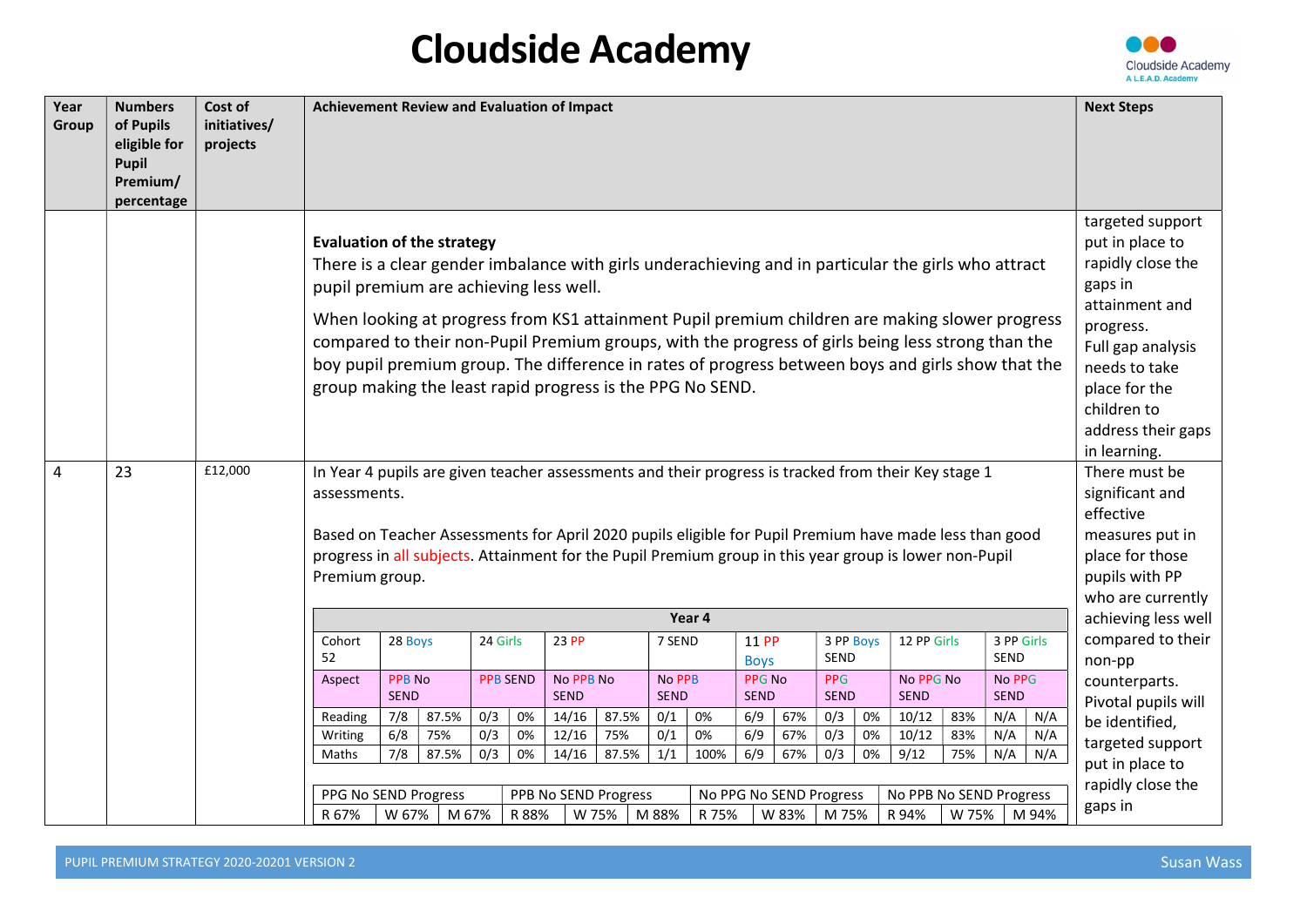# Cloudside Academy

| Year Group | Numbers of Pupils eligible for Pupil Premium/ percentage | Cost of initiatives/ projects | Achievement Review and Evaluation of Impact | Next Steps |
|---|---|---|---|---|
| | | | **Evaluation of the strategy**<br>There is a clear gender imbalance with girls underachieving and in particular the girls who attract pupil premium are achieving less well.<br><br>When looking at progress from KS1 attainment Pupil premium children are making slower progress compared to their non-Pupil Premium groups, with the progress of girls being less strong than the boy pupil premium group. The difference in rates of progress between boys and girls show that the group making the least rapid progress is the PPG No SEND. | targeted support put in place to rapidly close the gaps in attainment and progress.<br>Full gap analysis needs to take place for the children to address their gaps in learning. |
| 4 | 23 | £12,000 | In Year 4 pupils are given teacher assessments and their progress is tracked from their Key stage 1 assessments.<br><br>Based on Teacher Assessments for April 2020 pupils eligible for Pupil Premium have made less than good progress in all subjects. Attainment for the Pupil Premium group in this year group is lower non-Pupil Premium group. | There must be significant and effective measures put in place for those pupils with PP who are currently achieving less well compared to their non-pp counterparts. Pivotal pupils will be identified, targeted support put in place to rapidly close the gaps in |

**Year 4**

| Cohort 52 | 28 Boys | | 24 Girls | | 23 PP | | 7 SEND | | 11 PP Boys | | 3 PP Boys SEND | | 12 PP Girls | | 3 PP Girls SEND | |
|---|---|---|---|---|---|---|---|---|---|---|---|---|---|---|---|---|
| Aspect | PPB No SEND | | PPB SEND | | No PPB No SEND | | No PPB SEND | | PPG No SEND | | PPG SEND | | No PPG No SEND | | No PPG SEND | |
| Reading | 7/8 | 87.5% | 0/3 | 0% | 14/16 | 87.5% | 0/1 | 0% | 6/9 | 67% | 0/3 | 0% | 10/12 | 83% | N/A | N/A |
| Writing | 6/8 | 75% | 0/3 | 0% | 12/16 | 75% | 0/1 | 0% | 6/9 | 67% | 0/3 | 0% | 10/12 | 83% | N/A | N/A |
| Maths | 7/8 | 87.5% | 0/3 | 0% | 14/16 | 87.5% | 1/1 | 100% | 6/9 | 67% | 0/3 | 0% | 9/12 | 75% | N/A | N/A |

| PPG No SEND Progress | | | PPB No SEND Progress | | | No PPG No SEND Progress | | | No PPB No SEND Progress | | |
|---|---|---|---|---|---|---|---|---|---|---|---|
| R 67% | W 67% | M 67% | R 88% | W 75% | M 88% | R 75% | W 83% | M 75% | R 94% | W 75% | M 94% |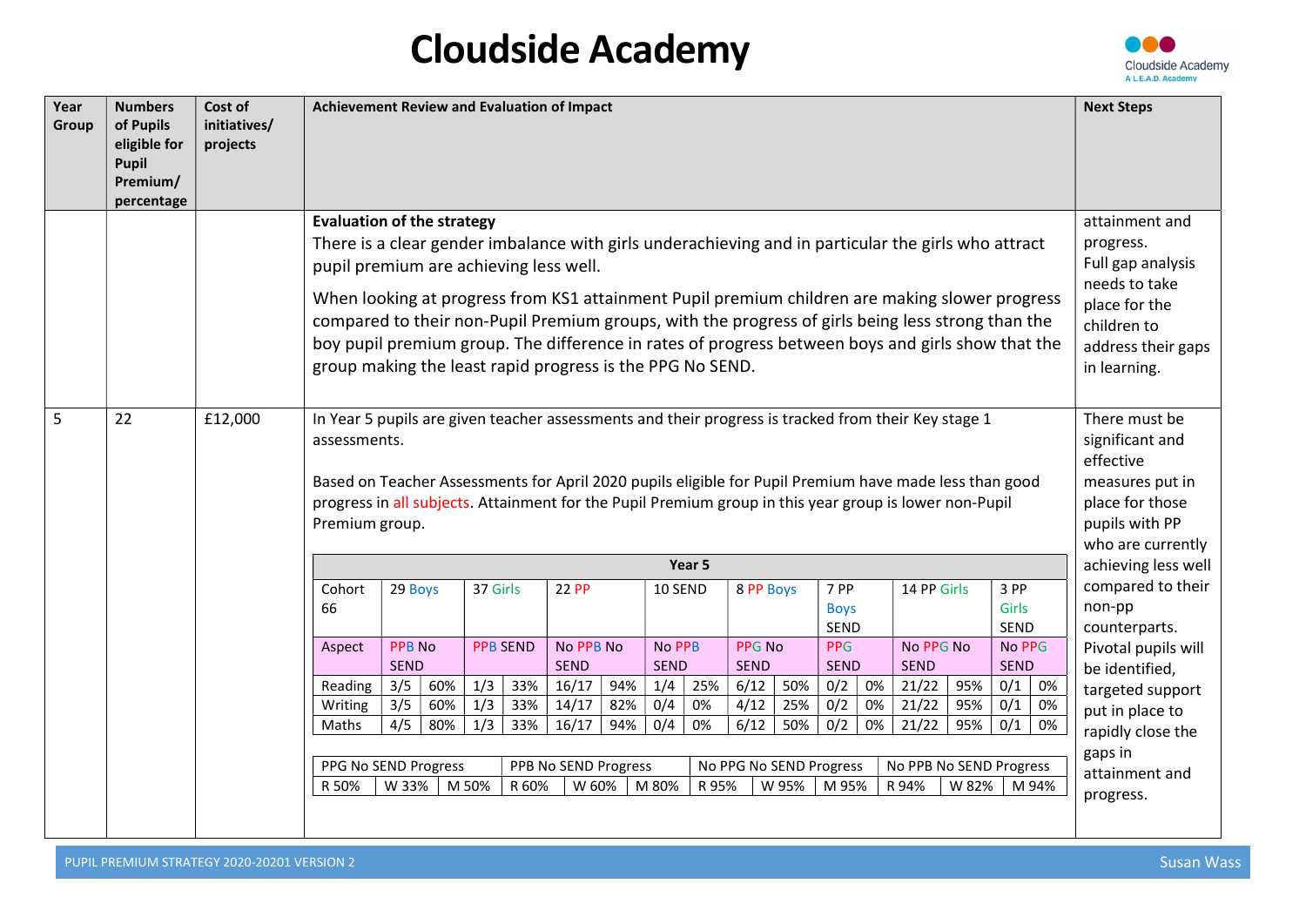# Cloudside Academy

| Year Group | Numbers of Pupils eligible for Pupil Premium/ percentage | Cost of initiatives/ projects | Achievement Review and Evaluation of Impact | Next Steps |
|---|---|---|---|---|
| | | | **Evaluation of the strategy**<br>There is a clear gender imbalance with girls underachieving and in particular the girls who attract pupil premium are achieving less well.<br>When looking at progress from KS1 attainment Pupil premium children are making slower progress compared to their non-Pupil Premium groups, with the progress of girls being less strong than the boy pupil premium group. The difference in rates of progress between boys and girls show that the group making the least rapid progress is the PPG No SEND. | attainment and progress.<br>Full gap analysis needs to take place for the children to address their gaps in learning. |
| 5 | 22 | £12,000 | In Year 5 pupils are given teacher assessments and their progress is tracked from their Key stage 1 assessments.<br>Based on Teacher Assessments for April 2020 pupils eligible for Pupil Premium have made less than good progress in all subjects. Attainment for the Pupil Premium group in this year group is lower non-Pupil Premium group. | There must be significant and effective measures put in place for those pupils with PP who are currently achieving less well compared to their non-pp counterparts. Pivotal pupils will be identified, targeted support put in place to rapidly close the gaps in attainment and progress. |

**Year 5**

| Cohort 66 | 29 Boys | | 37 Girls | | 22 PP | | 10 SEND | | 8 PP Boys | | 7 PP Boys SEND | | 14 PP Girls | | 3 PP Girls SEND | |
|---|---|---|---|---|---|---|---|---|---|---|---|---|---|---|---|---|
| Aspect | PPB No SEND | | PPB SEND | | No PPB No SEND | | No PPB SEND | | PPG No SEND | | PPG SEND | | No PPG No SEND | | No PPG SEND | |
| Reading | 3/5 | 60% | 1/3 | 33% | 16/17 | 94% | 1/4 | 25% | 6/12 | 50% | 0/2 | 0% | 21/22 | 95% | 0/1 | 0% |
| Writing | 3/5 | 60% | 1/3 | 33% | 14/17 | 82% | 0/4 | 0% | 4/12 | 25% | 0/2 | 0% | 21/22 | 95% | 0/1 | 0% |
| Maths | 4/5 | 80% | 1/3 | 33% | 16/17 | 94% | 0/4 | 0% | 6/12 | 50% | 0/2 | 0% | 21/22 | 95% | 0/1 | 0% |

| PPG No SEND Progress | | | PPB No SEND Progress | | | No PPG No SEND Progress | | | No PPB No SEND Progress | | |
|---|---|---|---|---|---|---|---|---|---|---|---|
| R 50% | W 33% | M 50% | R 60% | W 60% | M 80% | R 95% | W 95% | M 95% | R 94% | W 82% | M 94% |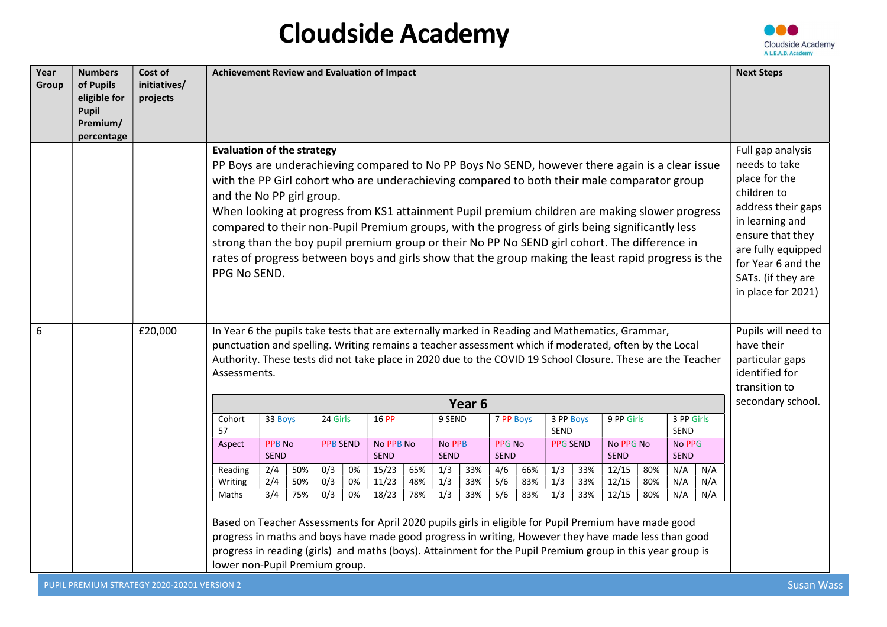# Cloudside Academy

| Year Group | Numbers of Pupils eligible for Pupil Premium/ percentage | Cost of initiatives/ projects | Achievement Review and Evaluation of Impact | Next Steps |
|---|---|---|---|---|
| | | | **Evaluation of the strategy**<br>PP Boys are underachieving compared to No PP Boys No SEND, however there again is a clear issue with the PP Girl cohort who are underachieving compared to both their male comparator group and the No PP girl group.<br>When looking at progress from KS1 attainment Pupil premium children are making slower progress compared to their non-Pupil Premium groups, with the progress of girls being significantly less strong than the boy pupil premium group or their No PP No SEND girl cohort. The difference in rates of progress between boys and girls show that the group making the least rapid progress is the PPG No SEND. | Full gap analysis needs to take place for the children to address their gaps in learning and ensure that they are fully equipped for Year 6 and the SATs. (if they are in place for 2021) |
| 6 | | £20,000 | In Year 6 the pupils take tests that are externally marked in Reading and Mathematics, Grammar, punctuation and spelling. Writing remains a teacher assessment which if moderated, often by the Local Authority. These tests did not take place in 2020 due to the COVID 19 School Closure. These are the Teacher Assessments. | Pupils will need to have their particular gaps identified for transition to secondary school. |

**Year 6**

| Cohort 57 | 33 Boys | | 24 Girls | | 16 PP | | 9 SEND | | 7 PP Boys | | 3 PP Boys SEND | | 9 PP Girls | | 3 PP Girls SEND | |
|---|---|---|---|---|---|---|---|---|---|---|---|---|---|---|---|---|
| Aspect | PPB No SEND | | PPB SEND | | No PPB No SEND | | No PPB SEND | | PPG No SEND | | PPG SEND | | No PPG No SEND | | No PPG SEND | |
| Reading | 2/4 | 50% | 0/3 | 0% | 15/23 | 65% | 1/3 | 33% | 4/6 | 66% | 1/3 | 33% | 12/15 | 80% | N/A | N/A |
| Writing | 2/4 | 50% | 0/3 | 0% | 11/23 | 48% | 1/3 | 33% | 5/6 | 83% | 1/3 | 33% | 12/15 | 80% | N/A | N/A |
| Maths | 3/4 | 75% | 0/3 | 0% | 18/23 | 78% | 1/3 | 33% | 5/6 | 83% | 1/3 | 33% | 12/15 | 80% | N/A | N/A |

Based on Teacher Assessments for April 2020 pupils girls in eligible for Pupil Premium have made good progress in maths and boys have made good progress in writing, However they have made less than good progress in reading (girls) and maths (boys). Attainment for the Pupil Premium group in this year group is lower non-Pupil Premium group.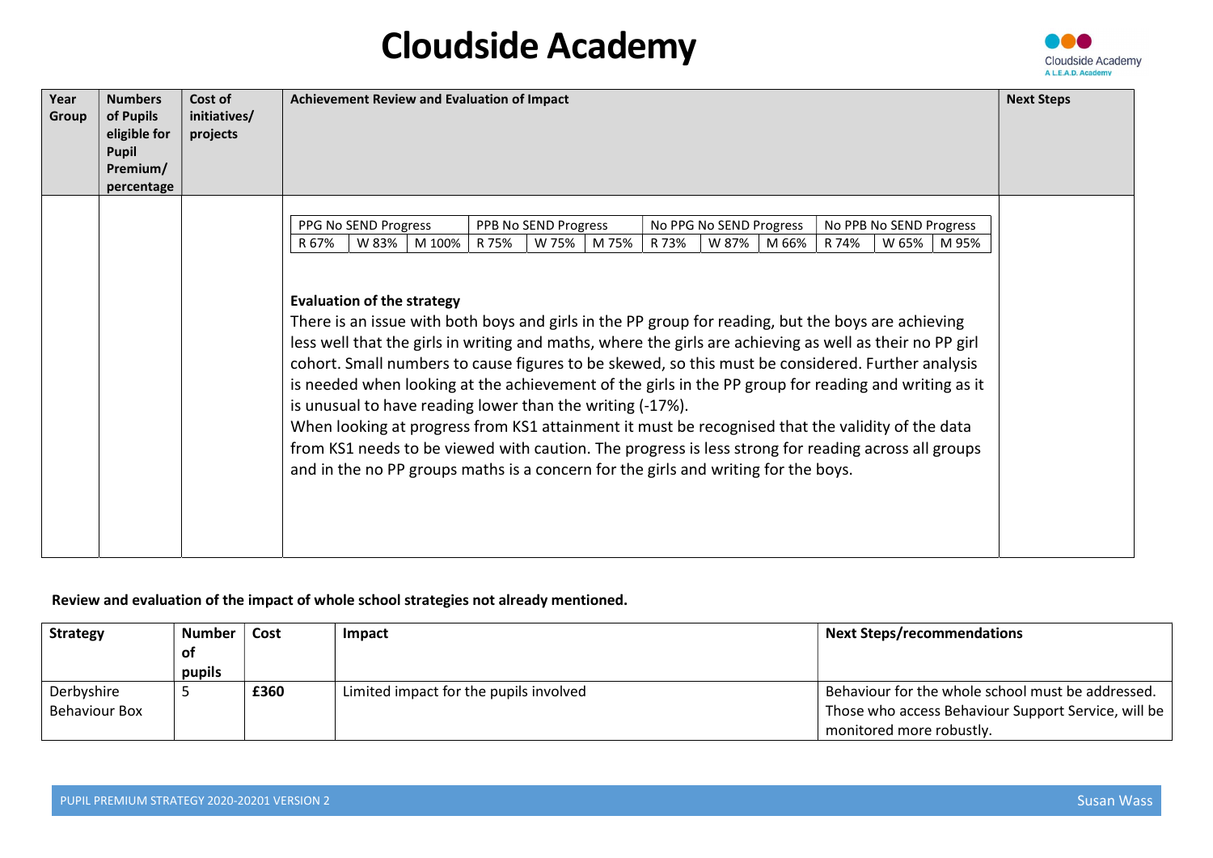# Cloudside Academy

| Year Group | Numbers of Pupils eligible for Pupil Premium/ percentage | Cost of initiatives/ projects | Achievement Review and Evaluation of Impact | Next Steps |
|---|---|---|---|---|
| | | | PPG No SEND Progress: R 67%, W 83%, M 100% · PPB No SEND Progress: R 75%, W 75%, M 75% · No PPG No SEND Progress: R 73%, W 87%, M 66% · No PPB No SEND Progress: R 74%, W 65%, M 95%<br><br>**Evaluation of the strategy**<br>There is an issue with both boys and girls in the PP group for reading, but the boys are achieving less well that the girls in writing and maths, where the girls are achieving as well as their no PP girl cohort. Small numbers to cause figures to be skewed, so this must be considered. Further analysis is needed when looking at the achievement of the girls in the PP group for reading and writing as it is unusual to have reading lower than the writing (-17%).<br>When looking at progress from KS1 attainment it must be recognised that the validity of the data from KS1 needs to be viewed with caution. The progress is less strong for reading across all groups and in the no PP groups maths is a concern for the girls and writing for the boys. | |

| PPG No SEND Progress | | | PPB No SEND Progress | | | No PPG No SEND Progress | | | No PPB No SEND Progress | | |
|---|---|---|---|---|---|---|---|---|---|---|---|
| R 67% | W 83% | M 100% | R 75% | W 75% | M 75% | R 73% | W 87% | M 66% | R 74% | W 65% | M 95% |

**Review and evaluation of the impact of whole school strategies not already mentioned.**

| Strategy | Number of pupils | Cost | Impact | Next Steps/recommendations |
|---|---|---|---|---|
| Derbyshire Behaviour Box | 5 | **£360** | Limited impact for the pupils involved | Behaviour for the whole school must be addressed. Those who access Behaviour Support Service, will be monitored more robustly. |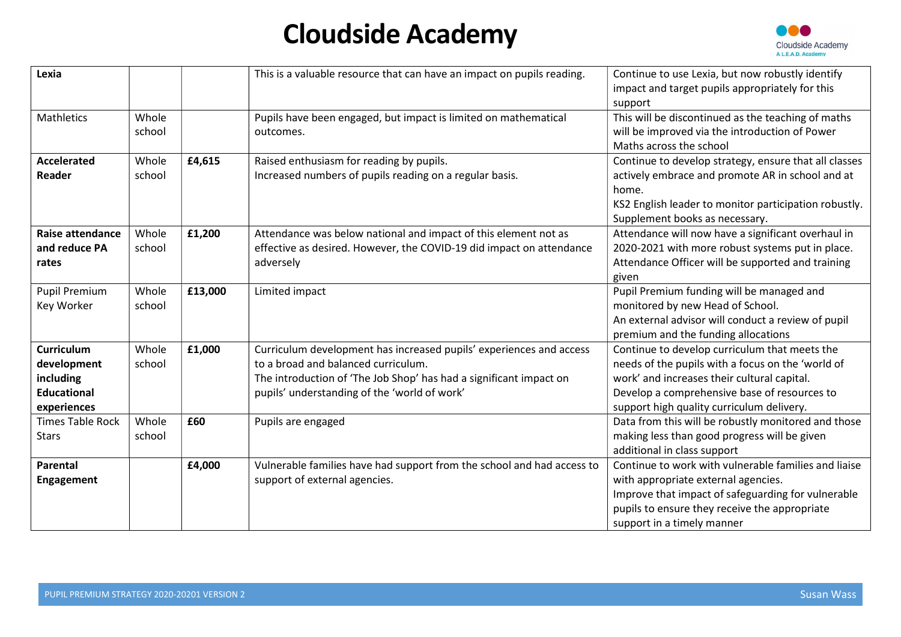# Cloudside Academy

| | | | | |
|---|---|---|---|---|
| **Lexia** | | | This is a valuable resource that can have an impact on pupils reading. | Continue to use Lexia, but now robustly identify impact and target pupils appropriately for this support |
| Mathletics | Whole school | | Pupils have been engaged, but impact is limited on mathematical outcomes. | This will be discontinued as the teaching of maths will be improved via the introduction of Power Maths across the school |
| **Accelerated Reader** | Whole school | **£4,615** | Raised enthusiasm for reading by pupils.<br>Increased numbers of pupils reading on a regular basis. | Continue to develop strategy, ensure that all classes actively embrace and promote AR in school and at home.<br>KS2 English leader to monitor participation robustly.<br>Supplement books as necessary. |
| **Raise attendance and reduce PA rates** | Whole school | **£1,200** | Attendance was below national and impact of this element not as effective as desired. However, the COVID-19 did impact on attendance adversely | Attendance will now have a significant overhaul in 2020-2021 with more robust systems put in place.<br>Attendance Officer will be supported and training given |
| Pupil Premium Key Worker | Whole school | **£13,000** | Limited impact | Pupil Premium funding will be managed and monitored by new Head of School.<br>An external advisor will conduct a review of pupil premium and the funding allocations |
| **Curriculum development including Educational experiences** | Whole school | **£1,000** | Curriculum development has increased pupils' experiences and access to a broad and balanced curriculum.<br>The introduction of 'The Job Shop' has had a significant impact on pupils' understanding of the 'world of work' | Continue to develop curriculum that meets the needs of the pupils with a focus on the 'world of work' and increases their cultural capital.<br>Develop a comprehensive base of resources to support high quality curriculum delivery. |
| Times Table Rock Stars | Whole school | **£60** | Pupils are engaged | Data from this will be robustly monitored and those making less than good progress will be given additional in class support |
| **Parental Engagement** | | **£4,000** | Vulnerable families have had support from the school and had access to support of external agencies. | Continue to work with vulnerable families and liaise with appropriate external agencies.<br>Improve that impact of safeguarding for vulnerable pupils to ensure they receive the appropriate support in a timely manner |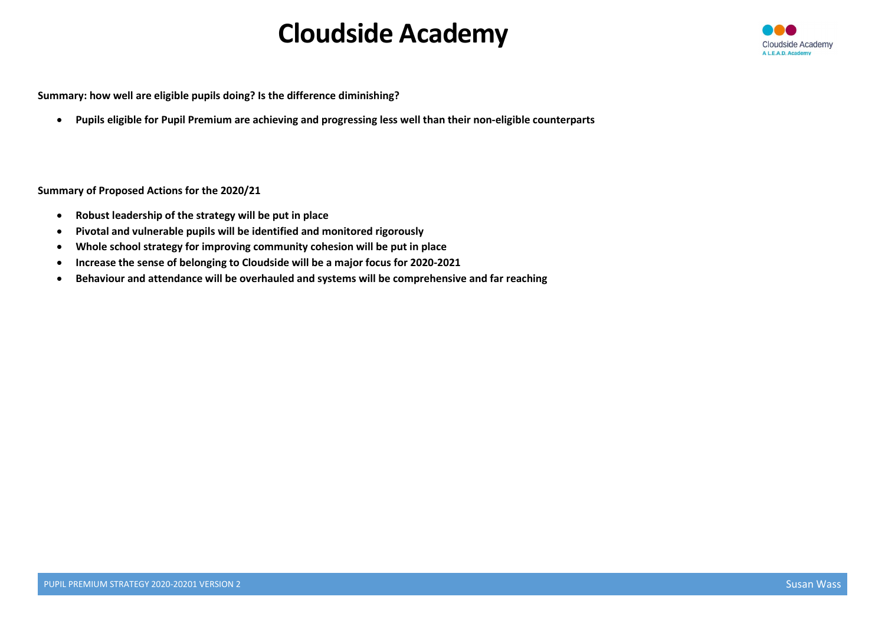# Cloudside Academy

**Summary: how well are eligible pupils doing? Is the difference diminishing?**

- **Pupils eligible for Pupil Premium are achieving and progressing less well than their non-eligible counterparts**

**Summary of Proposed Actions for the 2020/21**

- **Robust leadership of the strategy will be put in place**
- **Pivotal and vulnerable pupils will be identified and monitored rigorously**
- **Whole school strategy for improving community cohesion will be put in place**
- **Increase the sense of belonging to Cloudside will be a major focus for 2020-2021**
- **Behaviour and attendance will be overhauled and systems will be comprehensive and far reaching**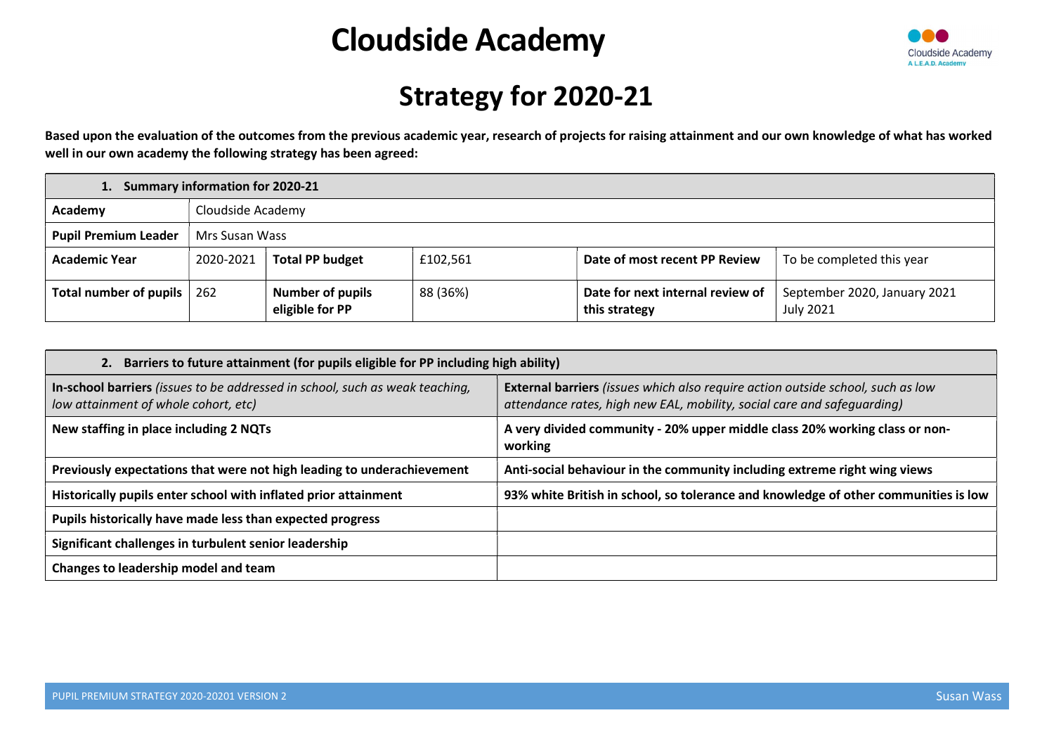# Cloudside Academy

## Strategy for 2020-21

**Based upon the evaluation of the outcomes from the previous academic year, research of projects for raising attainment and our own knowledge of what has worked well in our own academy the following strategy has been agreed:**

| **1. Summary information for 2020-21** | | | | | |
|---|---|---|---|---|---|
| **Academy** | Cloudside Academy | | | | |
| **Pupil Premium Leader** | Mrs Susan Wass | | | | |
| **Academic Year** | 2020-2021 | **Total PP budget** | £102,561 | **Date of most recent PP Review** | To be completed this year |
| **Total number of pupils** | 262 | **Number of pupils eligible for PP** | 88 (36%) | **Date for next internal review of this strategy** | September 2020, January 2021 July 2021 |

| **2. Barriers to future attainment (for pupils eligible for PP including high ability)** | |
|---|---|
| **In-school barriers** *(issues to be addressed in school, such as weak teaching, low attainment of whole cohort, etc)* | **External barriers** *(issues which also require action outside school, such as low attendance rates, high new EAL, mobility, social care and safeguarding)* |
| **New staffing in place including 2 NQTs** | **A very divided community - 20% upper middle class 20% working class or non-working** |
| **Previously expectations that were not high leading to underachievement** | **Anti-social behaviour in the community including extreme right wing views** |
| **Historically pupils enter school with inflated prior attainment** | **93% white British in school, so tolerance and knowledge of other communities is low** |
| **Pupils historically have made less than expected progress** | |
| **Significant challenges in turbulent senior leadership** | |
| **Changes to leadership model and team** | |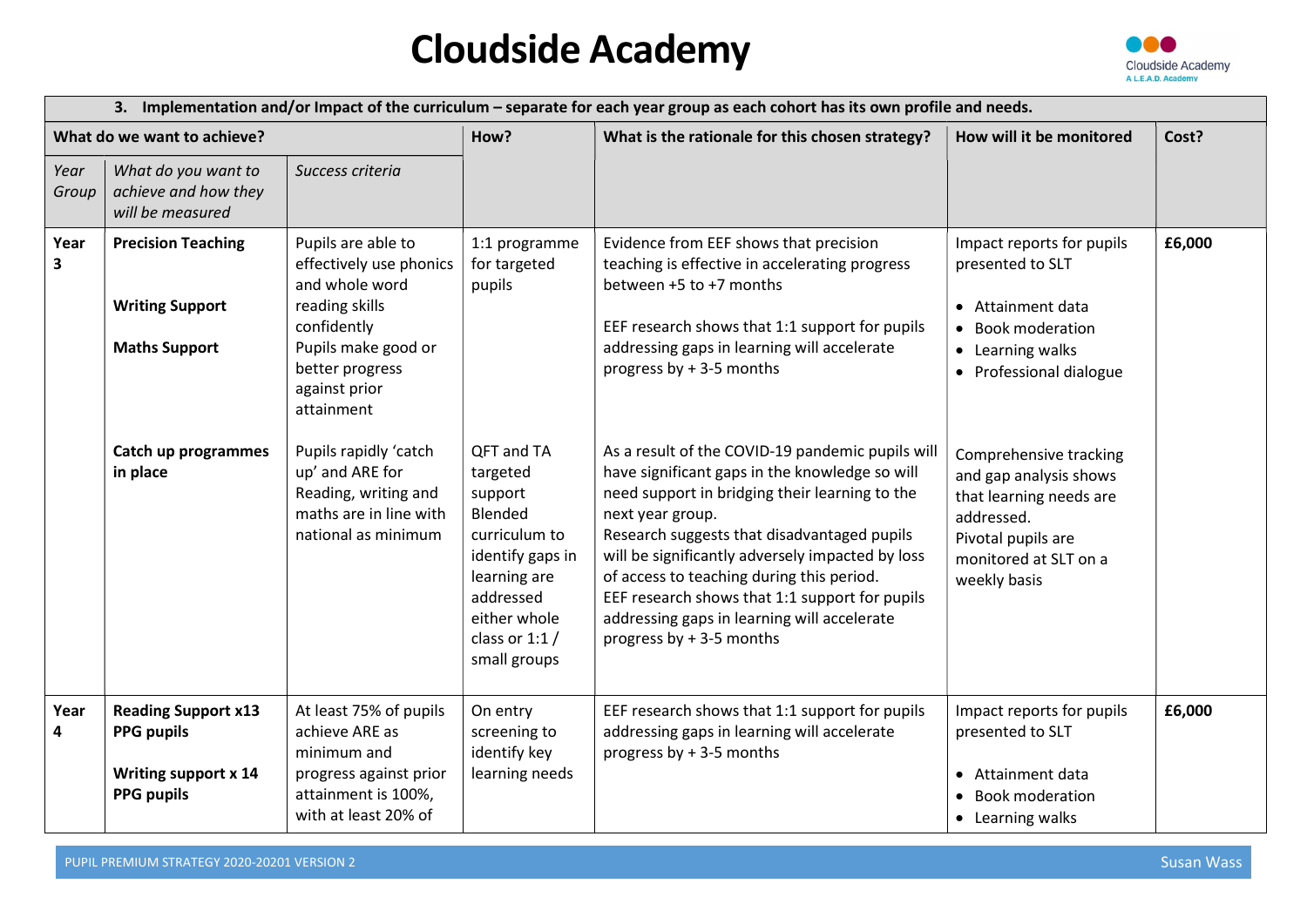# Cloudside Academy

| 3. Implementation and/or Impact of the curriculum – separate for each year group as each cohort has its own profile and needs. | | | | | | |
|---|---|---|---|---|---|---|
| **What do we want to achieve?** | | | **How?** | **What is the rationale for this chosen strategy?** | **How will it be monitored** | **Cost?** |
| *Year Group* | *What do you want to achieve and how they will be measured* | *Success criteria* | | | | |
| **Year 3** | **Precision Teaching**<br><br>**Writing Support**<br><br>**Maths Support** | Pupils are able to effectively use phonics and whole word reading skills confidently<br>Pupils make good or better progress against prior attainment | 1:1 programme for targeted pupils | Evidence from EEF shows that precision teaching is effective in accelerating progress between +5 to +7 months<br><br>EEF research shows that 1:1 support for pupils addressing gaps in learning will accelerate progress by + 3-5 months | Impact reports for pupils presented to SLT<br>• Attainment data<br>• Book moderation<br>• Learning walks<br>• Professional dialogue | **£6,000** |
| | **Catch up programmes in place** | Pupils rapidly 'catch up' and ARE for Reading, writing and maths are in line with national as minimum | QFT and TA targeted support<br>Blended curriculum to identify gaps in learning are addressed either whole class or 1:1 / small groups | As a result of the COVID-19 pandemic pupils will have significant gaps in the knowledge so will need support in bridging their learning to the next year group.<br>Research suggests that disadvantaged pupils will be significantly adversely impacted by loss of access to teaching during this period.<br>EEF research shows that 1:1 support for pupils addressing gaps in learning will accelerate progress by + 3-5 months | Comprehensive tracking and gap analysis shows that learning needs are addressed.<br>Pivotal pupils are monitored at SLT on a weekly basis | |
| **Year 4** | **Reading Support x13 PPG pupils**<br><br>**Writing support x 14 PPG pupils** | At least 75% of pupils achieve ARE as minimum and progress against prior attainment is 100%, with at least 20% of | On entry screening to identify key learning needs | EEF research shows that 1:1 support for pupils addressing gaps in learning will accelerate progress by + 3-5 months | Impact reports for pupils presented to SLT<br>• Attainment data<br>• Book moderation<br>• Learning walks | **£6,000** |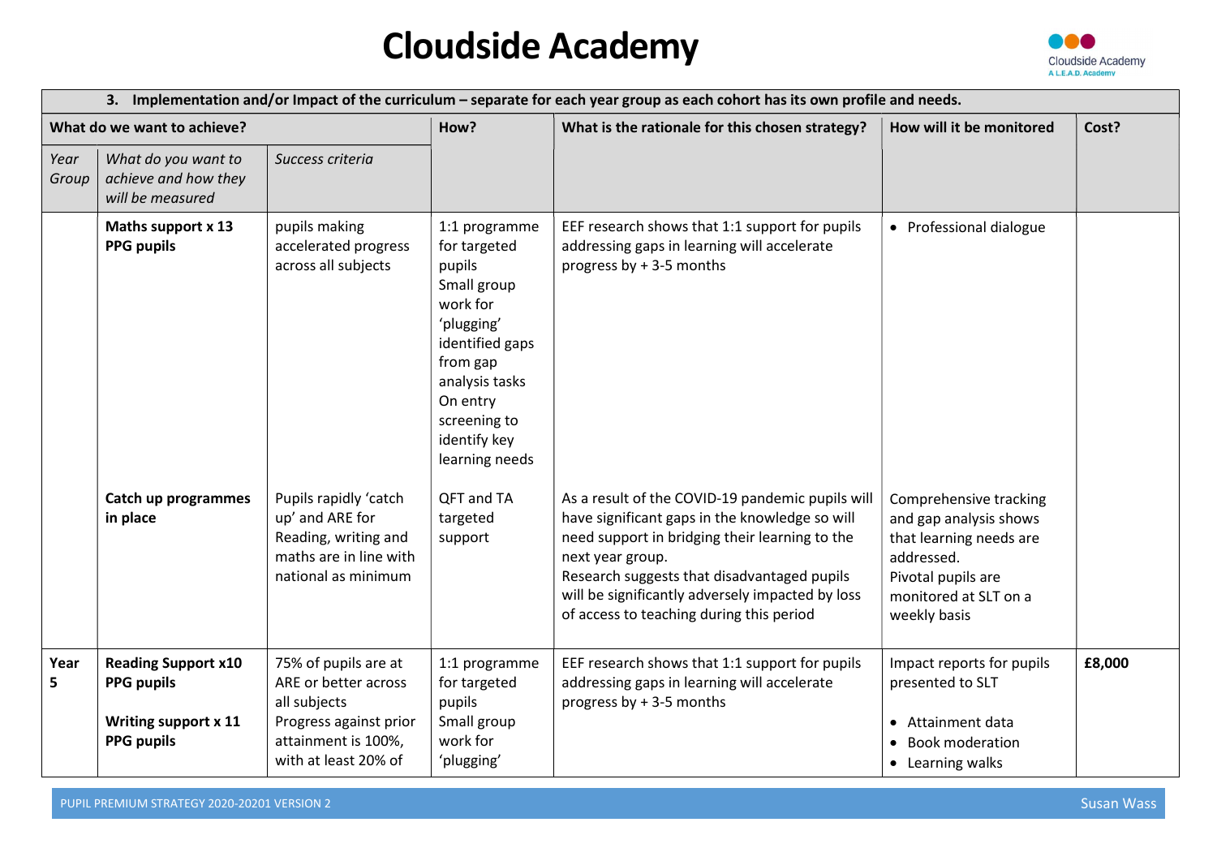# Cloudside Academy

| 3. Implementation and/or Impact of the curriculum – separate for each year group as each cohort has its own profile and needs. | | | | | | |
|---|---|---|---|---|---|---|
| What do we want to achieve? | | | How? | What is the rationale for this chosen strategy? | How will it be monitored | Cost? |
| *Year Group* | *What do you want to achieve and how they will be measured* | *Success criteria* | | | | |
| | **Maths support x 13 PPG pupils** | pupils making accelerated progress across all subjects | 1:1 programme for targeted pupils<br>Small group work for 'plugging' identified gaps from gap analysis tasks<br>On entry screening to identify key learning needs | EEF research shows that 1:1 support for pupils addressing gaps in learning will accelerate progress by + 3-5 months | • Professional dialogue | |
| | **Catch up programmes in place** | Pupils rapidly 'catch up' and ARE for Reading, writing and maths are in line with national as minimum | QFT and TA targeted support | As a result of the COVID-19 pandemic pupils will have significant gaps in the knowledge so will need support in bridging their learning to the next year group.<br>Research suggests that disadvantaged pupils will be significantly adversely impacted by loss of access to teaching during this period | Comprehensive tracking and gap analysis shows that learning needs are addressed.<br>Pivotal pupils are monitored at SLT on a weekly basis | |
| **Year 5** | **Reading Support x10 PPG pupils**<br><br>**Writing support x 11 PPG pupils** | 75% of pupils are at ARE or better across all subjects<br>Progress against prior attainment is 100%, with at least 20% of | 1:1 programme for targeted pupils<br>Small group work for 'plugging' | EEF research shows that 1:1 support for pupils addressing gaps in learning will accelerate progress by + 3-5 months | Impact reports for pupils presented to SLT<br><br>• Attainment data<br>• Book moderation<br>• Learning walks | **£8,000** |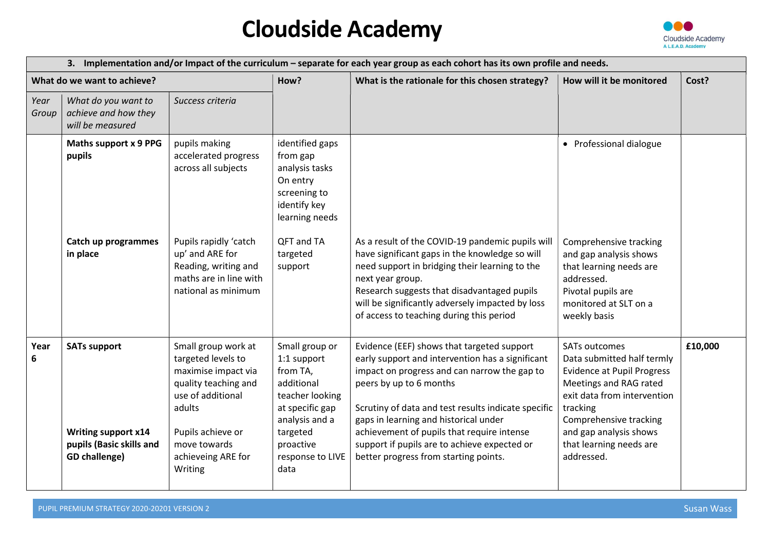# Cloudside Academy

| 3. Implementation and/or Impact of the curriculum – separate for each year group as each cohort has its own profile and needs. | | | | | | |
|---|---|---|---|---|---|---|
| **What do we want to achieve?** | | | **How?** | **What is the rationale for this chosen strategy?** | **How will it be monitored** | **Cost?** |
| *Year Group* | *What do you want to achieve and how they will be measured* | *Success criteria* | | | | |
| | **Maths support x 9 PPG pupils** | pupils making accelerated progress across all subjects | identified gaps from gap analysis tasks On entry screening to identify key learning needs | | • Professional dialogue | |
| | **Catch up programmes in place** | Pupils rapidly 'catch up' and ARE for Reading, writing and maths are in line with national as minimum | QFT and TA targeted support | As a result of the COVID-19 pandemic pupils will have significant gaps in the knowledge so will need support in bridging their learning to the next year group. Research suggests that disadvantaged pupils will be significantly adversely impacted by loss of access to teaching during this period | Comprehensive tracking and gap analysis shows that learning needs are addressed. Pivotal pupils are monitored at SLT on a weekly basis | |
| **Year 6** | **SATs support**<br><br>**Writing support x14 pupils (Basic skills and GD challenge)** | Small group work at targeted levels to maximise impact via quality teaching and use of additional adults<br><br>Pupils achieve or move towards achieveing ARE for Writing | Small group or 1:1 support from TA, additional teacher looking at specific gap analysis and a targeted proactive response to LIVE data | Evidence (EEF) shows that targeted support early support and intervention has a significant impact on progress and can narrow the gap to peers by up to 6 months<br><br>Scrutiny of data and test results indicate specific gaps in learning and historical under achievement of pupils that require intense support if pupils are to achieve expected or better progress from starting points. | SATs outcomes<br>Data submitted half termly<br>Evidence at Pupil Progress Meetings and RAG rated exit data from intervention tracking<br>Comprehensive tracking and gap analysis shows that learning needs are addressed. | **£10,000** |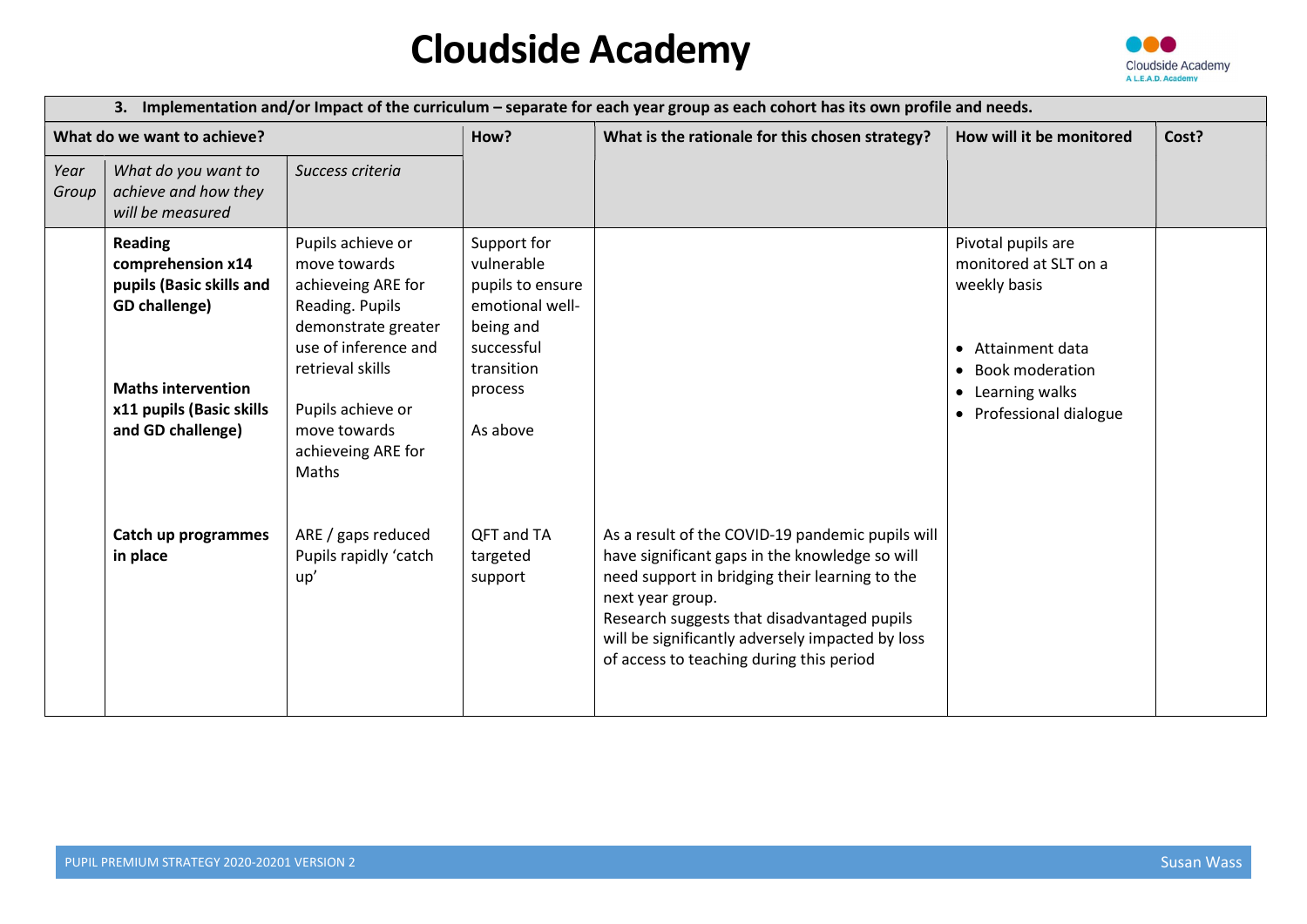# Cloudside Academy

| 3. Implementation and/or Impact of the curriculum – separate for each year group as each cohort has its own profile and needs. | | | | | | |
|---|---|---|---|---|---|---|
| **What do we want to achieve?** | | | **How?** | **What is the rationale for this chosen strategy?** | **How will it be monitored** | **Cost?** |
| *Year Group* | *What do you want to achieve and how they will be measured* | *Success criteria* | | | | |
| | **Reading comprehension x14 pupils (Basic skills and GD challenge)**<br><br>**Maths intervention x11 pupils (Basic skills and GD challenge)** | Pupils achieve or move towards achieveing ARE for Reading. Pupils demonstrate greater use of inference and retrieval skills<br><br>Pupils achieve or move towards achieveing ARE for Maths | Support for vulnerable pupils to ensure emotional well-being and successful transition process<br><br>As above | | Pivotal pupils are monitored at SLT on a weekly basis<br><br>• Attainment data<br>• Book moderation<br>• Learning walks<br>• Professional dialogue | |
| | **Catch up programmes in place** | ARE / gaps reduced Pupils rapidly 'catch up' | QFT and TA targeted support | As a result of the COVID-19 pandemic pupils will have significant gaps in the knowledge so will need support in bridging their learning to the next year group.<br>Research suggests that disadvantaged pupils will be significantly adversely impacted by loss of access to teaching during this period | | |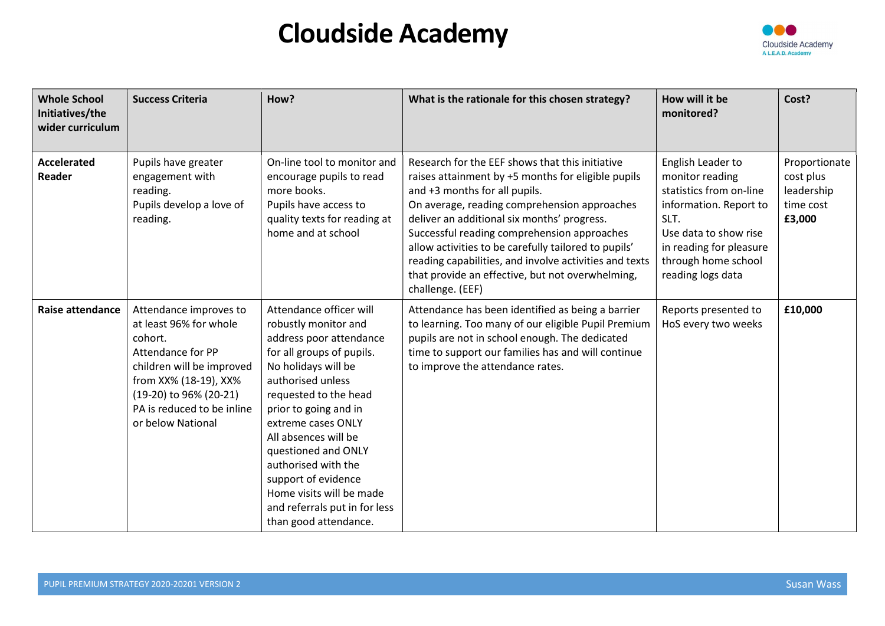# Cloudside Academy

| Whole School Initiatives/the wider curriculum | Success Criteria | How? | What is the rationale for this chosen strategy? | How will it be monitored? | Cost? |
|---|---|---|---|---|---|
| **Accelerated Reader** | Pupils have greater engagement with reading.<br>Pupils develop a love of reading. | On-line tool to monitor and encourage pupils to read more books.<br>Pupils have access to quality texts for reading at home and at school | Research for the EEF shows that this initiative raises attainment by +5 months for eligible pupils and +3 months for all pupils.<br>On average, reading comprehension approaches deliver an additional six months' progress. Successful reading comprehension approaches allow activities to be carefully tailored to pupils' reading capabilities, and involve activities and texts that provide an effective, but not overwhelming, challenge. (EEF) | English Leader to monitor reading statistics from on-line information. Report to SLT.<br>Use data to show rise in reading for pleasure through home school reading logs data | Proportionate cost plus leadership time cost **£3,000** |
| **Raise attendance** | Attendance improves to at least 96% for whole cohort.<br>Attendance for PP children will be improved from XX% (18-19), XX% (19-20) to 96% (20-21)<br>PA is reduced to be inline or below National | Attendance officer will robustly monitor and address poor attendance for all groups of pupils.<br>No holidays will be authorised unless requested to the head prior to going and in extreme cases ONLY<br>All absences will be questioned and ONLY authorised with the support of evidence<br>Home visits will be made and referrals put in for less than good attendance. | Attendance has been identified as being a barrier to learning. Too many of our eligible Pupil Premium pupils are not in school enough. The dedicated time to support our families has and will continue to improve the attendance rates. | Reports presented to HoS every two weeks | **£10,000** |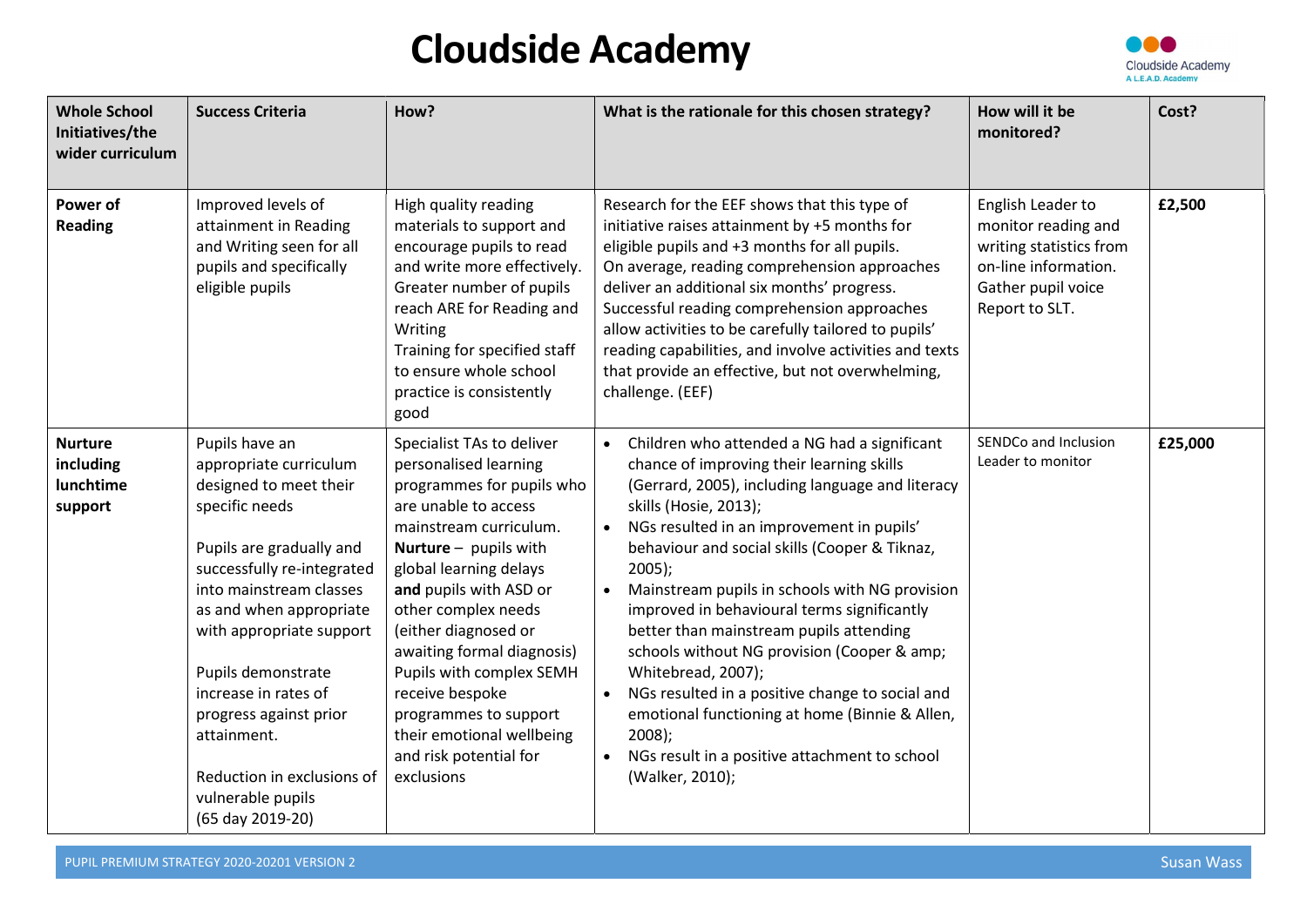# Cloudside Academy

| Whole School Initiatives/the wider curriculum | Success Criteria | How? | What is the rationale for this chosen strategy? | How will it be monitored? | Cost? |
|---|---|---|---|---|---|
| **Power of Reading** | Improved levels of attainment in Reading and Writing seen for all pupils and specifically eligible pupils | High quality reading materials to support and encourage pupils to read and write more effectively. Greater number of pupils reach ARE for Reading and Writing<br>Training for specified staff to ensure whole school practice is consistently good | Research for the EEF shows that this type of initiative raises attainment by +5 months for eligible pupils and +3 months for all pupils. On average, reading comprehension approaches deliver an additional six months' progress. Successful reading comprehension approaches allow activities to be carefully tailored to pupils' reading capabilities, and involve activities and texts that provide an effective, but not overwhelming, challenge. (EEF) | English Leader to monitor reading and writing statistics from on-line information. Gather pupil voice Report to SLT. | **£2,500** |
| **Nurture including lunchtime support** | Pupils have an appropriate curriculum designed to meet their specific needs<br><br>Pupils are gradually and successfully re-integrated into mainstream classes as and when appropriate with appropriate support<br><br>Pupils demonstrate increase in rates of progress against prior attainment.<br><br>Reduction in exclusions of vulnerable pupils (65 day 2019-20) | Specialist TAs to deliver personalised learning programmes for pupils who are unable to access mainstream curriculum.<br>**Nurture** – pupils with global learning delays **and** pupils with ASD or other complex needs (either diagnosed or awaiting formal diagnosis)<br>Pupils with complex SEMH receive bespoke programmes to support their emotional wellbeing and risk potential for exclusions | • Children who attended a NG had a significant chance of improving their learning skills (Gerrard, 2005), including language and literacy skills (Hosie, 2013);<br>• NGs resulted in an improvement in pupils' behaviour and social skills (Cooper & Tiknaz, 2005);<br>• Mainstream pupils in schools with NG provision improved in behavioural terms significantly better than mainstream pupils attending schools without NG provision (Cooper & amp; Whitebread, 2007);<br>• NGs resulted in a positive change to social and emotional functioning at home (Binnie & Allen, 2008);<br>• NGs result in a positive attachment to school (Walker, 2010); | SENDCo and Inclusion Leader to monitor | **£25,000** |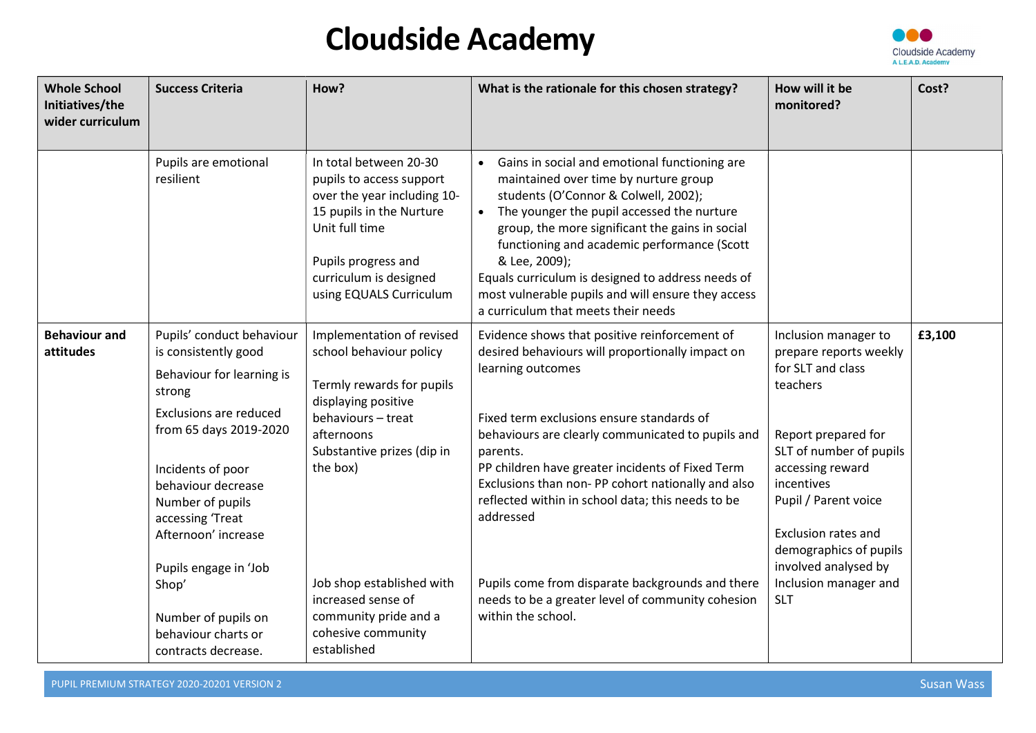# Cloudside Academy

| Whole School Initiatives/the wider curriculum | Success Criteria | How? | What is the rationale for this chosen strategy? | How will it be monitored? | Cost? |
|---|---|---|---|---|---|
| | Pupils are emotional resilient | In total between 20-30 pupils to access support over the year including 10-15 pupils in the Nurture Unit full time<br><br>Pupils progress and curriculum is designed using EQUALS Curriculum | • Gains in social and emotional functioning are maintained over time by nurture group students (O'Connor & Colwell, 2002);<br>• The younger the pupil accessed the nurture group, the more significant the gains in social functioning and academic performance (Scott & Lee, 2009);<br>Equals curriculum is designed to address needs of most vulnerable pupils and will ensure they access a curriculum that meets their needs | | |
| **Behaviour and attitudes** | Pupils' conduct behaviour is consistently good<br><br>Behaviour for learning is strong<br><br>Exclusions are reduced from 65 days 2019-2020<br><br>Incidents of poor behaviour decrease<br>Number of pupils accessing 'Treat Afternoon' increase<br><br>Pupils engage in 'Job Shop'<br><br>Number of pupils on behaviour charts or contracts decrease. | Implementation of revised school behaviour policy<br><br>Termly rewards for pupils displaying positive behaviours – treat afternoons<br>Substantive prizes (dip in the box)<br><br>Job shop established with increased sense of community pride and a cohesive community established | Evidence shows that positive reinforcement of desired behaviours will proportionally impact on learning outcomes<br><br>Fixed term exclusions ensure standards of behaviours are clearly communicated to pupils and parents.<br>PP children have greater incidents of Fixed Term Exclusions than non- PP cohort nationally and also reflected within in school data; this needs to be addressed<br><br>Pupils come from disparate backgrounds and there needs to be a greater level of community cohesion within the school. | Inclusion manager to prepare reports weekly for SLT and class teachers<br><br>Report prepared for SLT of number of pupils accessing reward incentives<br>Pupil / Parent voice<br><br>Exclusion rates and demographics of pupils involved analysed by Inclusion manager and SLT | **£3,100** |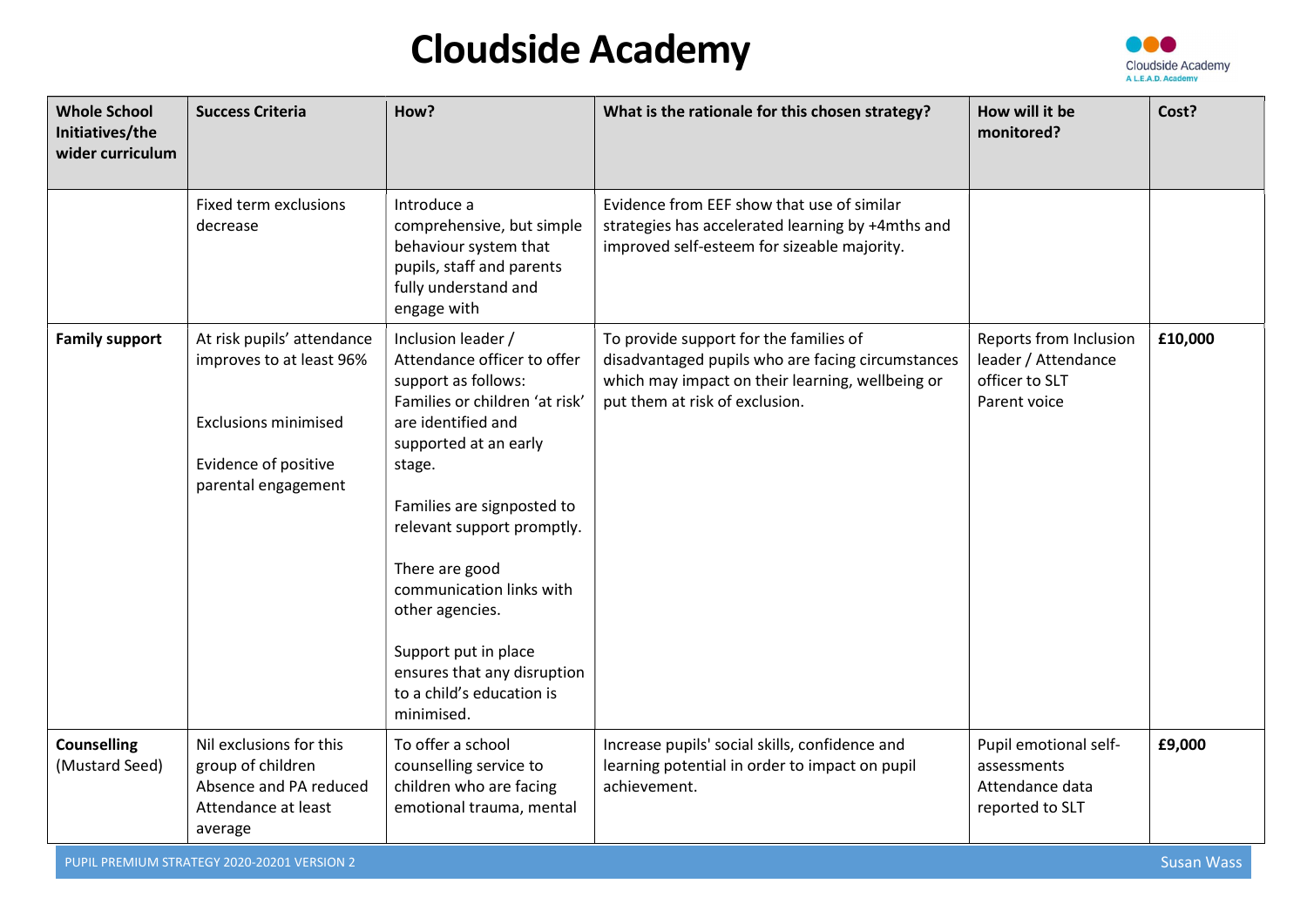# Cloudside Academy

| Whole School Initiatives/the wider curriculum | Success Criteria | How? | What is the rationale for this chosen strategy? | How will it be monitored? | Cost? |
|---|---|---|---|---|---|
| | Fixed term exclusions decrease | Introduce a comprehensive, but simple behaviour system that pupils, staff and parents fully understand and engage with | Evidence from EEF show that use of similar strategies has accelerated learning by +4mths and improved self-esteem for sizeable majority. | | |
| **Family support** | At risk pupils' attendance improves to at least 96%<br><br>Exclusions minimised<br><br>Evidence of positive parental engagement | Inclusion leader / Attendance officer to offer support as follows: Families or children 'at risk' are identified and supported at an early stage.<br><br>Families are signposted to relevant support promptly.<br><br>There are good communication links with other agencies.<br><br>Support put in place ensures that any disruption to a child's education is minimised. | To provide support for the families of disadvantaged pupils who are facing circumstances which may impact on their learning, wellbeing or put them at risk of exclusion. | Reports from Inclusion leader / Attendance officer to SLT<br>Parent voice | **£10,000** |
| **Counselling** (Mustard Seed) | Nil exclusions for this group of children<br>Absence and PA reduced<br>Attendance at least average | To offer a school counselling service to children who are facing emotional trauma, mental | Increase pupils' social skills, confidence and learning potential in order to impact on pupil achievement. | Pupil emotional self-assessments<br>Attendance data reported to SLT | **£9,000** |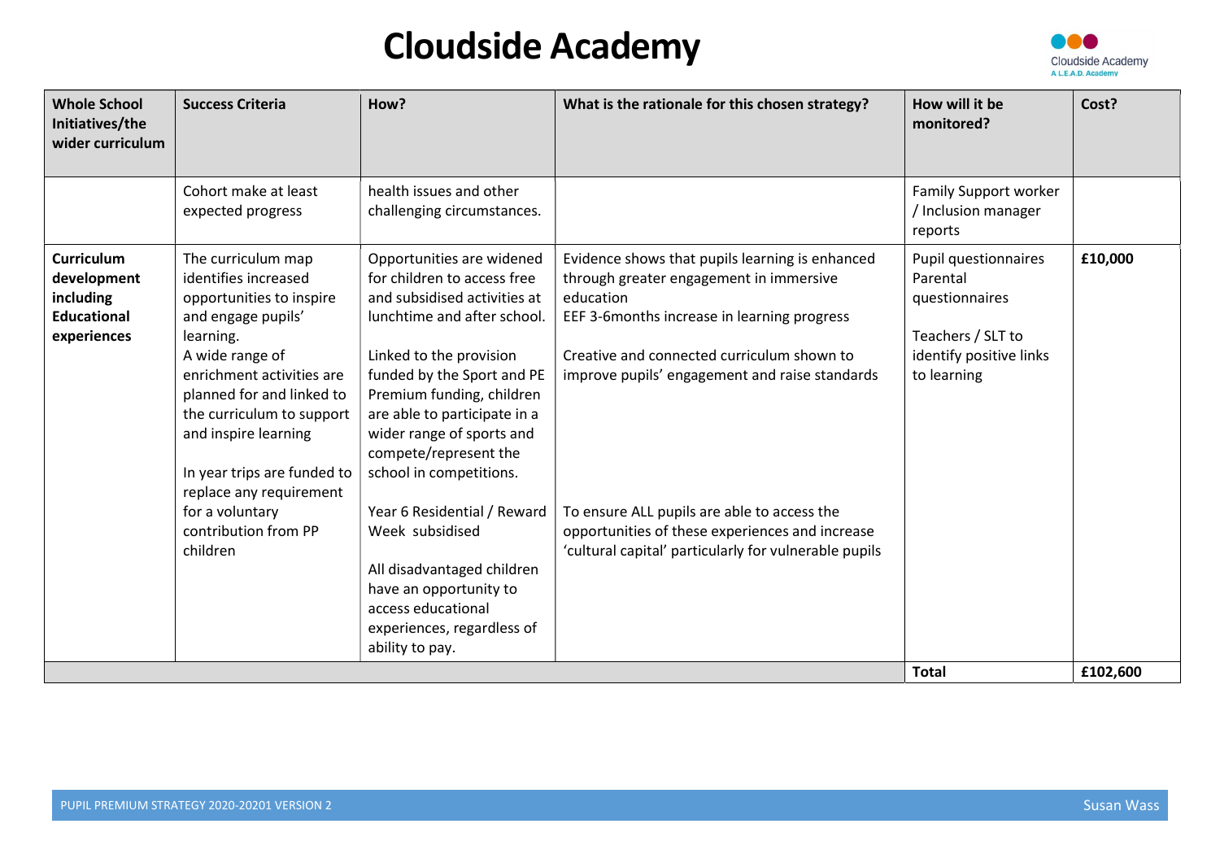# Cloudside Academy

| Whole School Initiatives/the wider curriculum | Success Criteria | How? | What is the rationale for this chosen strategy? | How will it be monitored? | Cost? |
|---|---|---|---|---|---|
| | Cohort make at least expected progress | health issues and other challenging circumstances. | | Family Support worker / Inclusion manager reports | |
| **Curriculum development including Educational experiences** | The curriculum map identifies increased opportunities to inspire and engage pupils' learning.<br>A wide range of enrichment activities are planned for and linked to the curriculum to support and inspire learning<br><br>In year trips are funded to replace any requirement for a voluntary contribution from PP children | Opportunities are widened for children to access free and subsidised activities at lunchtime and after school.<br><br>Linked to the provision funded by the Sport and PE Premium funding, children are able to participate in a wider range of sports and compete/represent the school in competitions.<br><br>Year 6 Residential / Reward Week subsidised<br><br>All disadvantaged children have an opportunity to access educational experiences, regardless of ability to pay. | Evidence shows that pupils learning is enhanced through greater engagement in immersive education<br>EEF 3-6months increase in learning progress<br><br>Creative and connected curriculum shown to improve pupils' engagement and raise standards<br><br>To ensure ALL pupils are able to access the opportunities of these experiences and increase 'cultural capital' particularly for vulnerable pupils | Pupil questionnaires<br>Parental questionnaires<br><br>Teachers / SLT to identify positive links to learning | **£10,000** |
| | | | | **Total** | **£102,600** |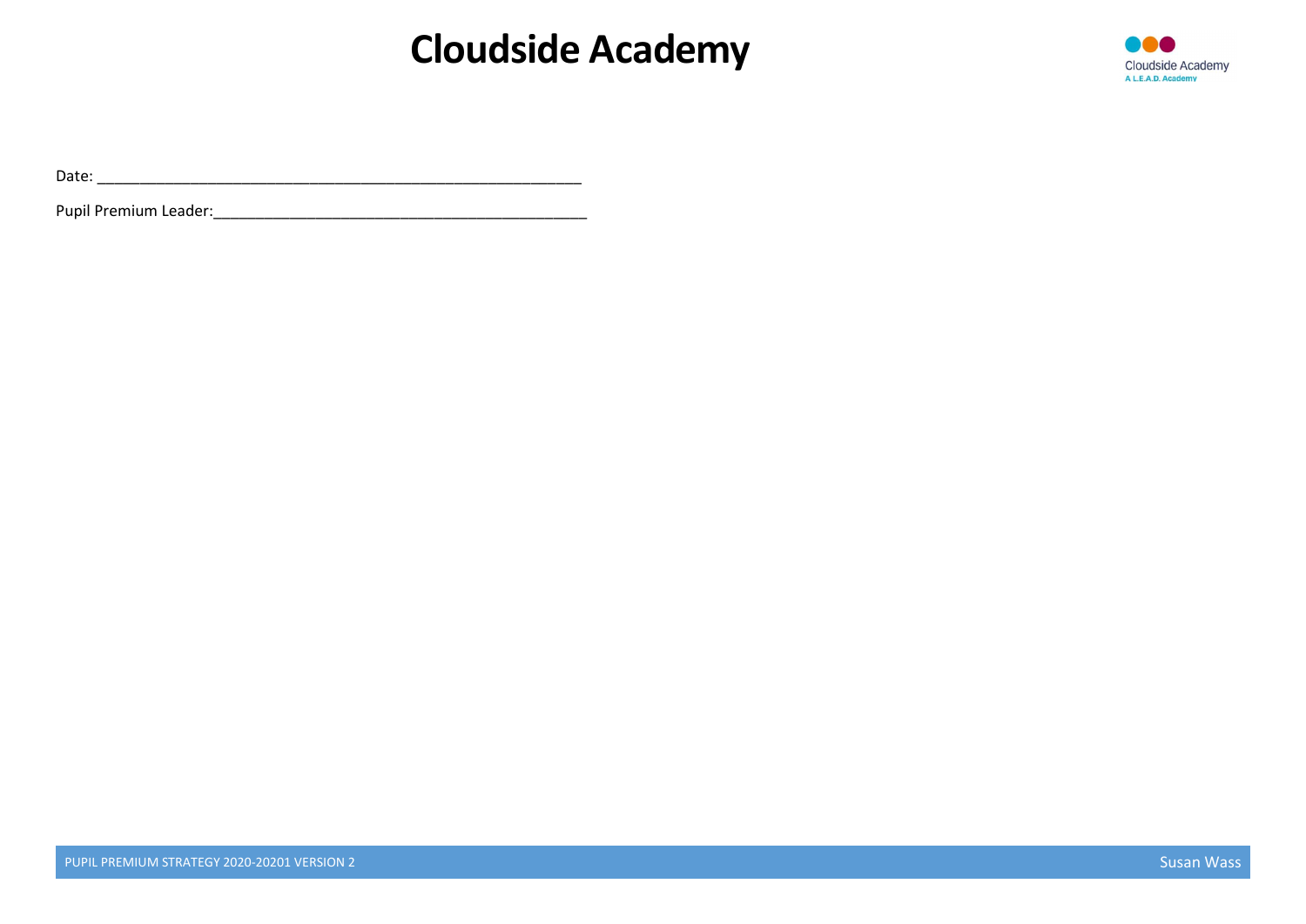# Cloudside Academy

Date: ___________________________________________________________

Pupil Premium Leader:_______________________________________________